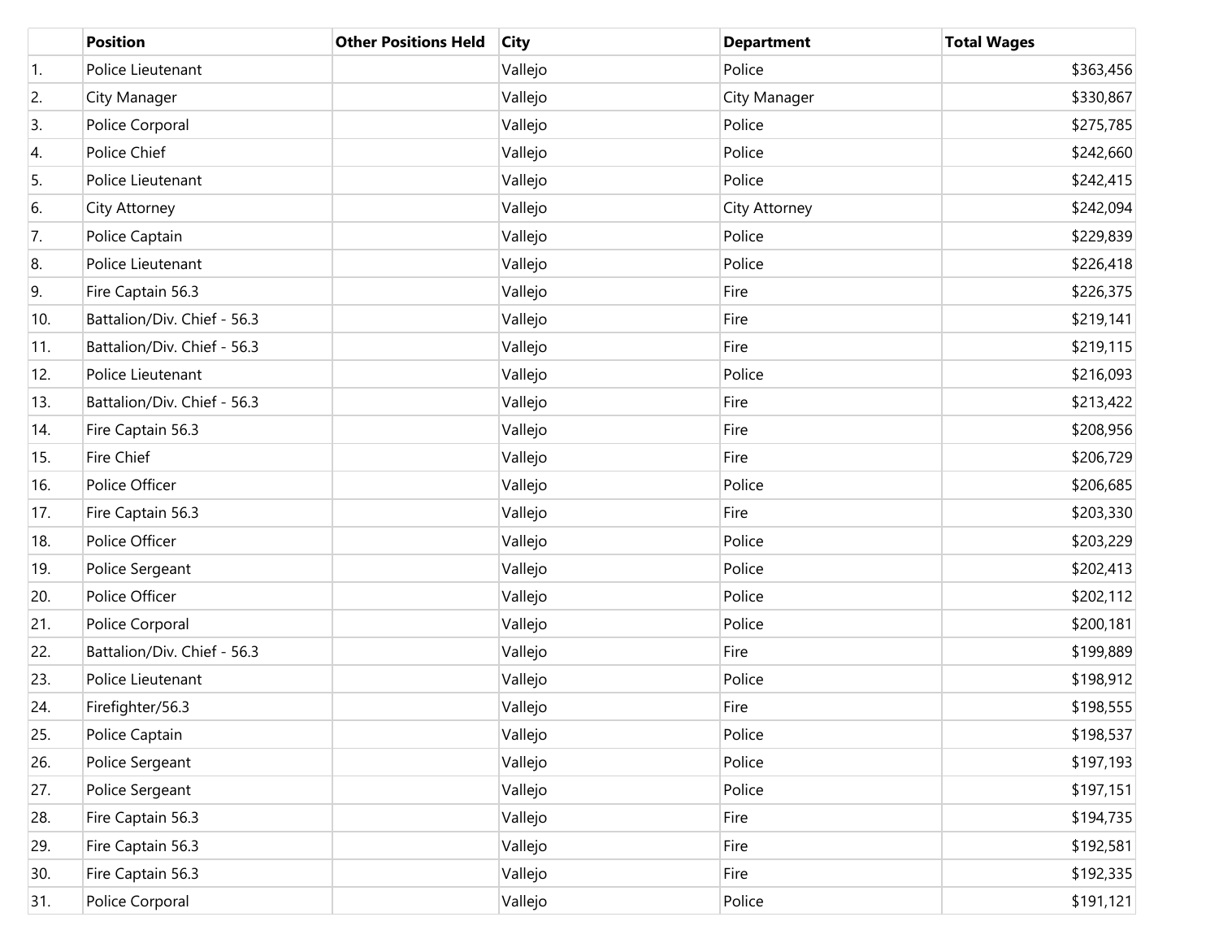| | Position | Other Positions Held | City | Department | Total Wages |
|---|---|---|---|---|---|
| 1. | Police Lieutenant | | Vallejo | Police | $363,456 |
| 2. | City Manager | | Vallejo | City Manager | $330,867 |
| 3. | Police Corporal | | Vallejo | Police | $275,785 |
| 4. | Police Chief | | Vallejo | Police | $242,660 |
| 5. | Police Lieutenant | | Vallejo | Police | $242,415 |
| 6. | City Attorney | | Vallejo | City Attorney | $242,094 |
| 7. | Police Captain | | Vallejo | Police | $229,839 |
| 8. | Police Lieutenant | | Vallejo | Police | $226,418 |
| 9. | Fire Captain 56.3 | | Vallejo | Fire | $226,375 |
| 10. | Battalion/Div. Chief - 56.3 | | Vallejo | Fire | $219,141 |
| 11. | Battalion/Div. Chief - 56.3 | | Vallejo | Fire | $219,115 |
| 12. | Police Lieutenant | | Vallejo | Police | $216,093 |
| 13. | Battalion/Div. Chief - 56.3 | | Vallejo | Fire | $213,422 |
| 14. | Fire Captain 56.3 | | Vallejo | Fire | $208,956 |
| 15. | Fire Chief | | Vallejo | Fire | $206,729 |
| 16. | Police Officer | | Vallejo | Police | $206,685 |
| 17. | Fire Captain 56.3 | | Vallejo | Fire | $203,330 |
| 18. | Police Officer | | Vallejo | Police | $203,229 |
| 19. | Police Sergeant | | Vallejo | Police | $202,413 |
| 20. | Police Officer | | Vallejo | Police | $202,112 |
| 21. | Police Corporal | | Vallejo | Police | $200,181 |
| 22. | Battalion/Div. Chief - 56.3 | | Vallejo | Fire | $199,889 |
| 23. | Police Lieutenant | | Vallejo | Police | $198,912 |
| 24. | Firefighter/56.3 | | Vallejo | Fire | $198,555 |
| 25. | Police Captain | | Vallejo | Police | $198,537 |
| 26. | Police Sergeant | | Vallejo | Police | $197,193 |
| 27. | Police Sergeant | | Vallejo | Police | $197,151 |
| 28. | Fire Captain 56.3 | | Vallejo | Fire | $194,735 |
| 29. | Fire Captain 56.3 | | Vallejo | Fire | $192,581 |
| 30. | Fire Captain 56.3 | | Vallejo | Fire | $192,335 |
| 31. | Police Corporal | | Vallejo | Police | $191,121 |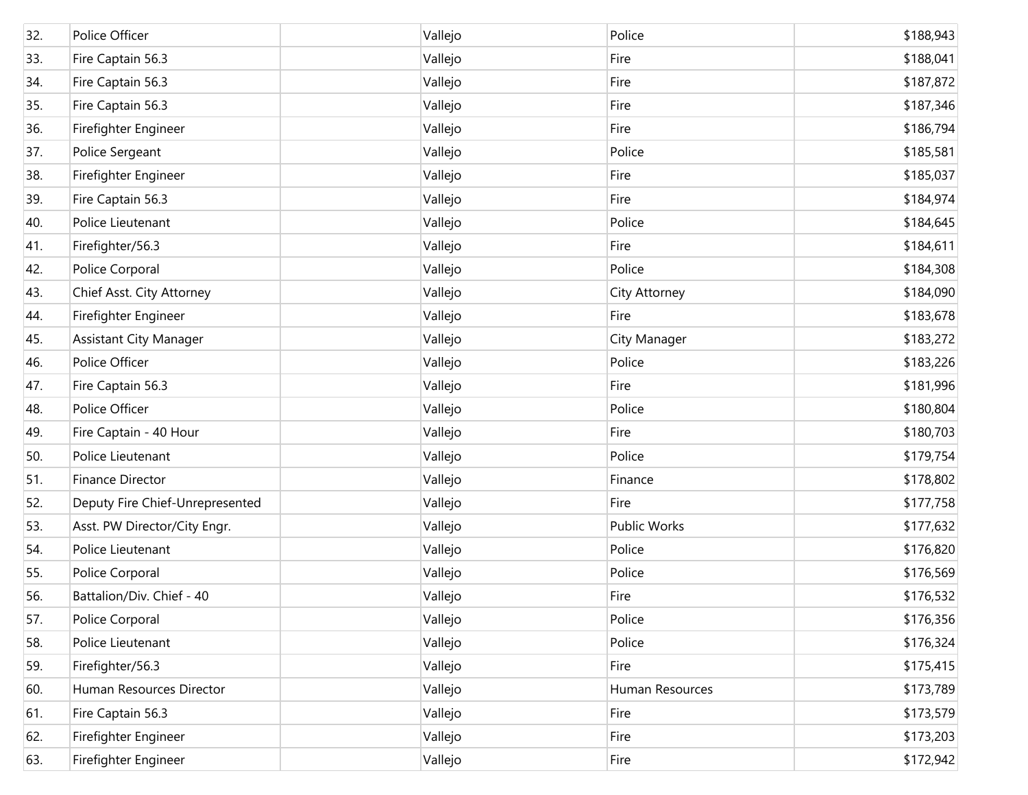| | | | | | |
|---|---|---|---|---|---|
| 32. | Police Officer | | Vallejo | Police | $188,943 |
| 33. | Fire Captain 56.3 | | Vallejo | Fire | $188,041 |
| 34. | Fire Captain 56.3 | | Vallejo | Fire | $187,872 |
| 35. | Fire Captain 56.3 | | Vallejo | Fire | $187,346 |
| 36. | Firefighter Engineer | | Vallejo | Fire | $186,794 |
| 37. | Police Sergeant | | Vallejo | Police | $185,581 |
| 38. | Firefighter Engineer | | Vallejo | Fire | $185,037 |
| 39. | Fire Captain 56.3 | | Vallejo | Fire | $184,974 |
| 40. | Police Lieutenant | | Vallejo | Police | $184,645 |
| 41. | Firefighter/56.3 | | Vallejo | Fire | $184,611 |
| 42. | Police Corporal | | Vallejo | Police | $184,308 |
| 43. | Chief Asst. City Attorney | | Vallejo | City Attorney | $184,090 |
| 44. | Firefighter Engineer | | Vallejo | Fire | $183,678 |
| 45. | Assistant City Manager | | Vallejo | City Manager | $183,272 |
| 46. | Police Officer | | Vallejo | Police | $183,226 |
| 47. | Fire Captain 56.3 | | Vallejo | Fire | $181,996 |
| 48. | Police Officer | | Vallejo | Police | $180,804 |
| 49. | Fire Captain - 40 Hour | | Vallejo | Fire | $180,703 |
| 50. | Police Lieutenant | | Vallejo | Police | $179,754 |
| 51. | Finance Director | | Vallejo | Finance | $178,802 |
| 52. | Deputy Fire Chief-Unrepresented | | Vallejo | Fire | $177,758 |
| 53. | Asst. PW Director/City Engr. | | Vallejo | Public Works | $177,632 |
| 54. | Police Lieutenant | | Vallejo | Police | $176,820 |
| 55. | Police Corporal | | Vallejo | Police | $176,569 |
| 56. | Battalion/Div. Chief - 40 | | Vallejo | Fire | $176,532 |
| 57. | Police Corporal | | Vallejo | Police | $176,356 |
| 58. | Police Lieutenant | | Vallejo | Police | $176,324 |
| 59. | Firefighter/56.3 | | Vallejo | Fire | $175,415 |
| 60. | Human Resources Director | | Vallejo | Human Resources | $173,789 |
| 61. | Fire Captain 56.3 | | Vallejo | Fire | $173,579 |
| 62. | Firefighter Engineer | | Vallejo | Fire | $173,203 |
| 63. | Firefighter Engineer | | Vallejo | Fire | $172,942 |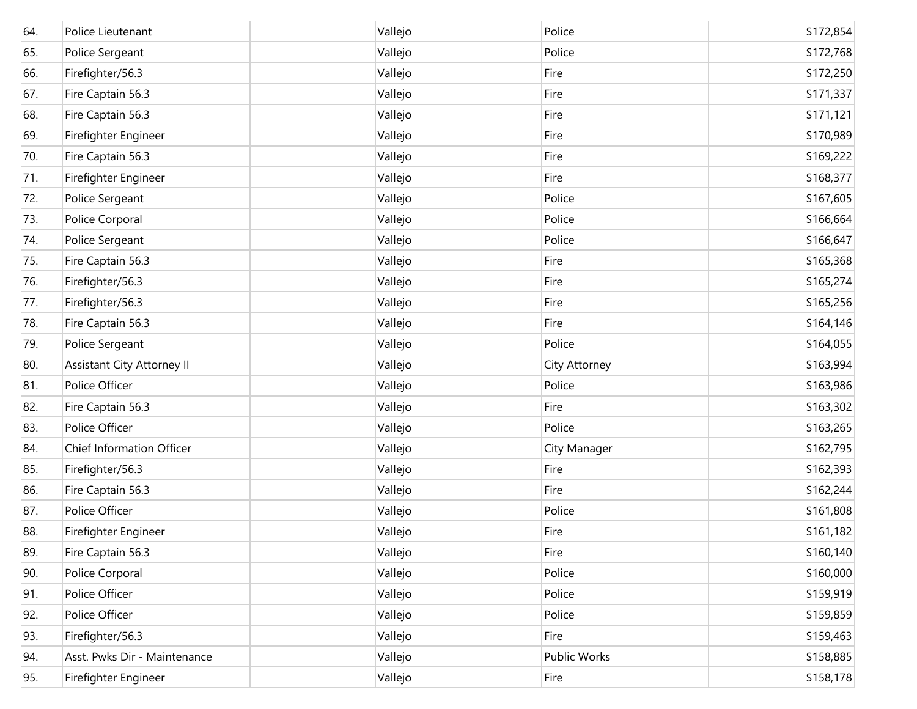| | | | | | |
|---|---|---|---|---|---|
| 64. | Police Lieutenant | | Vallejo | Police | $172,854 |
| 65. | Police Sergeant | | Vallejo | Police | $172,768 |
| 66. | Firefighter/56.3 | | Vallejo | Fire | $172,250 |
| 67. | Fire Captain 56.3 | | Vallejo | Fire | $171,337 |
| 68. | Fire Captain 56.3 | | Vallejo | Fire | $171,121 |
| 69. | Firefighter Engineer | | Vallejo | Fire | $170,989 |
| 70. | Fire Captain 56.3 | | Vallejo | Fire | $169,222 |
| 71. | Firefighter Engineer | | Vallejo | Fire | $168,377 |
| 72. | Police Sergeant | | Vallejo | Police | $167,605 |
| 73. | Police Corporal | | Vallejo | Police | $166,664 |
| 74. | Police Sergeant | | Vallejo | Police | $166,647 |
| 75. | Fire Captain 56.3 | | Vallejo | Fire | $165,368 |
| 76. | Firefighter/56.3 | | Vallejo | Fire | $165,274 |
| 77. | Firefighter/56.3 | | Vallejo | Fire | $165,256 |
| 78. | Fire Captain 56.3 | | Vallejo | Fire | $164,146 |
| 79. | Police Sergeant | | Vallejo | Police | $164,055 |
| 80. | Assistant City Attorney II | | Vallejo | City Attorney | $163,994 |
| 81. | Police Officer | | Vallejo | Police | $163,986 |
| 82. | Fire Captain 56.3 | | Vallejo | Fire | $163,302 |
| 83. | Police Officer | | Vallejo | Police | $163,265 |
| 84. | Chief Information Officer | | Vallejo | City Manager | $162,795 |
| 85. | Firefighter/56.3 | | Vallejo | Fire | $162,393 |
| 86. | Fire Captain 56.3 | | Vallejo | Fire | $162,244 |
| 87. | Police Officer | | Vallejo | Police | $161,808 |
| 88. | Firefighter Engineer | | Vallejo | Fire | $161,182 |
| 89. | Fire Captain 56.3 | | Vallejo | Fire | $160,140 |
| 90. | Police Corporal | | Vallejo | Police | $160,000 |
| 91. | Police Officer | | Vallejo | Police | $159,919 |
| 92. | Police Officer | | Vallejo | Police | $159,859 |
| 93. | Firefighter/56.3 | | Vallejo | Fire | $159,463 |
| 94. | Asst. Pwks Dir - Maintenance | | Vallejo | Public Works | $158,885 |
| 95. | Firefighter Engineer | | Vallejo | Fire | $158,178 |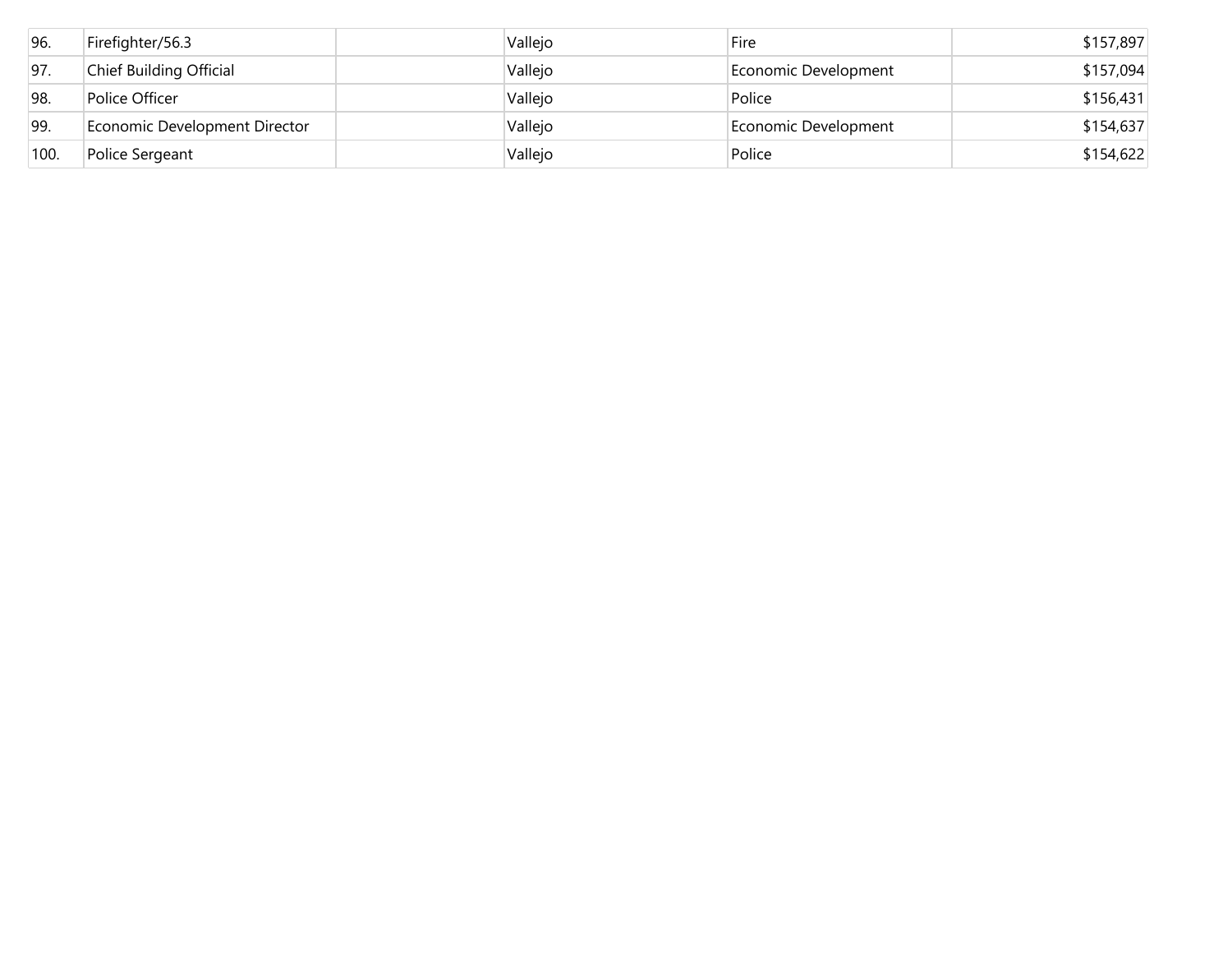| | | | | | |
|---|---|---|---|---|---|
| 96. | Firefighter/56.3 | | Vallejo | Fire | $157,897 |
| 97. | Chief Building Official | | Vallejo | Economic Development | $157,094 |
| 98. | Police Officer | | Vallejo | Police | $156,431 |
| 99. | Economic Development Director | | Vallejo | Economic Development | $154,637 |
| 100. | Police Sergeant | | Vallejo | Police | $154,622 |